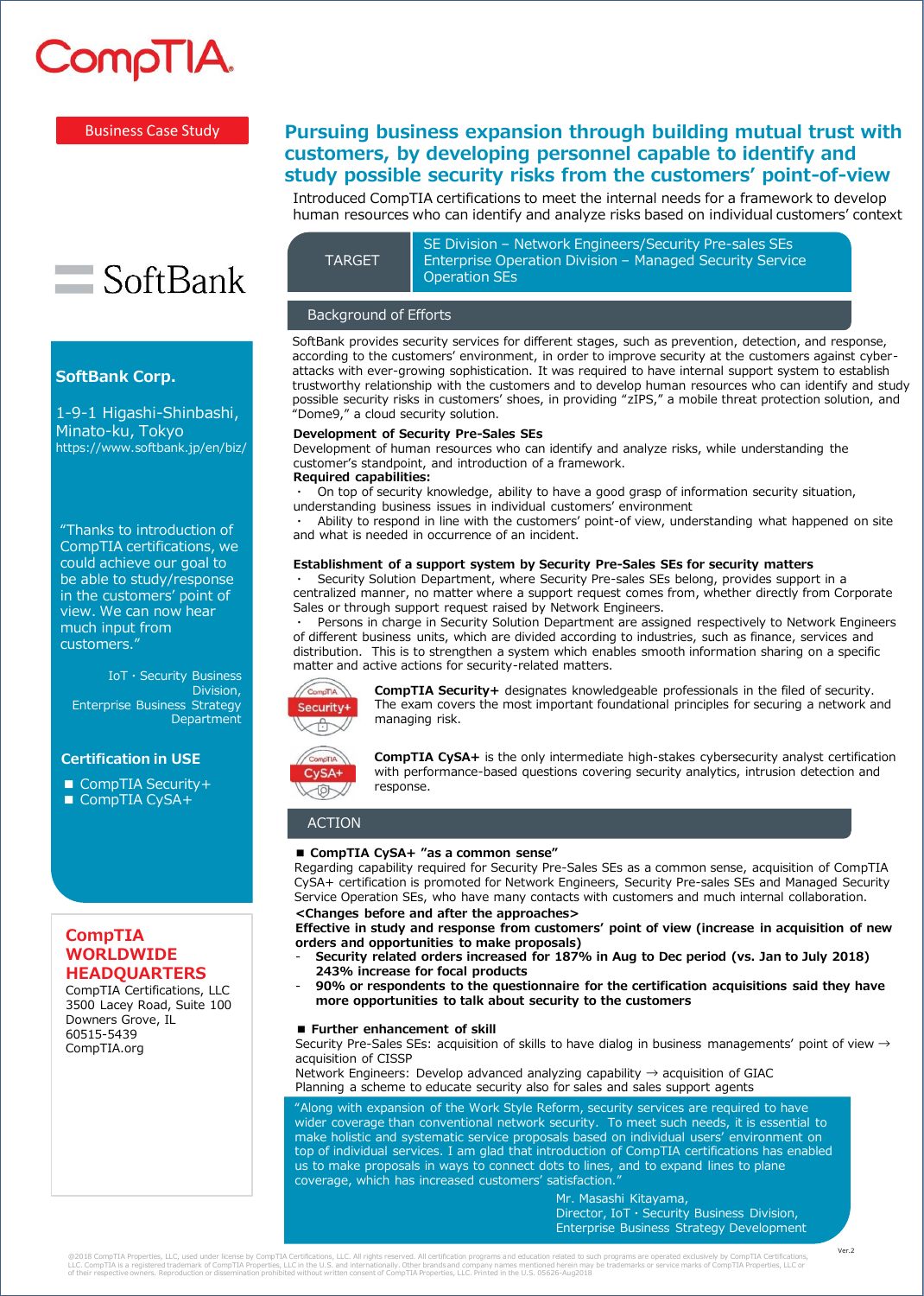CompTIA

Business Case Study

# Pursuing business expansion through building mutual trust with customers, by developing personnel capable to identify and study possible security risks from the customers' point-of-view

Introduced CompTIA certifications to meet the internal needs for a framework to develop human resources who can identify and analyze risks based on individual customers' context

SoftBank

**SoftBank Corp.**

1-9-1 Higashi-Shinbashi, Minato-ku, Tokyo
https://www.softbank.jp/en/biz/

"Thanks to introduction of CompTIA certifications, we could achieve our goal to be able to study/response in the customers' point of view. We can now hear much input from customers."

IoT・Security Business Division, Enterprise Business Strategy Department

**Certification in USE**

- CompTIA Security+
- CompTIA CySA+

| TARGET | SE Division – Network Engineers/Security Pre-sales SEs<br>Enterprise Operation Division – Managed Security Service Operation SEs |
|---|---|

## Background of Efforts

SoftBank provides security services for different stages, such as prevention, detection, and response, according to the customers' environment, in order to improve security at the customers against cyber-attacks with ever-growing sophistication. It was required to have internal support system to establish trustworthy relationship with the customers and to develop human resources who can identify and study possible security risks in customers' shoes, in providing "zIPS," a mobile threat protection solution, and "Dome9," a cloud security solution.

**Development of Security Pre-Sales SEs**

Development of human resources who can identify and analyze risks, while understanding the customer's standpoint, and introduction of a framework.

**Required capabilities:**

- On top of security knowledge, ability to have a good grasp of information security situation, understanding business issues in individual customers' environment
- Ability to respond in line with the customers' point-of view, understanding what happened on site and what is needed in occurrence of an incident.

**Establishment of a support system by Security Pre-Sales SEs for security matters**

- Security Solution Department, where Security Pre-sales SEs belong, provides support in a centralized manner, no matter where a support request comes from, whether directly from Corporate Sales or through support request raised by Network Engineers.
- Persons in charge in Security Solution Department are assigned respectively to Network Engineers of different business units, which are divided according to industries, such as finance, services and distribution. This is to strengthen a system which enables smooth information sharing on a specific matter and active actions for security-related matters.

**CompTIA Security+** designates knowledgeable professionals in the filed of security. The exam covers the most important foundational principles for securing a network and managing risk.

**CompTIA CySA+** is the only intermediate high-stakes cybersecurity analyst certification with performance-based questions covering security analytics, intrusion detection and response.

## ACTION

**■ CompTIA CySA+ "as a common sense"**

Regarding capability required for Security Pre-Sales SEs as a common sense, acquisition of CompTIA CySA+ certification is promoted for Network Engineers, Security Pre-sales SEs and Managed Security Service Operation SEs, who have many contacts with customers and much internal collaboration.

**<Changes before and after the approaches>**

**Effective in study and response from customers' point of view (increase in acquisition of new orders and opportunities to make proposals)**

- **Security related orders increased for 187% in Aug to Dec period (vs. Jan to July 2018) 243% increase for focal products**
- **90% or respondents to the questionnaire for the certification acquisitions said they have more opportunities to talk about security to the customers**

**■ Further enhancement of skill**

Security Pre-Sales SEs: acquisition of skills to have dialog in business managements' point of view → acquisition of CISSP
Network Engineers: Develop advanced analyzing capability → acquisition of GIAC
Planning a scheme to educate security also for sales and sales support agents

"Along with expansion of the Work Style Reform, security services are required to have wider coverage than conventional network security. To meet such needs, it is essential to make holistic and systematic service proposals based on individual users' environment on top of individual services. I am glad that introduction of CompTIA certifications has enabled us to make proposals in ways to connect dots to lines, and to expand lines to plane coverage, which has increased customers' satisfaction."

Mr. Masashi Kitayama,
Director, IoT・Security Business Division,
Enterprise Business Strategy Development

**CompTIA WORLDWIDE HEADQUARTERS**

CompTIA Certifications, LLC
3500 Lacey Road, Suite 100
Downers Grove, IL
60515-5439
CompTIA.org

©2018 CompTIA Properties, LLC, used under license by CompTIA Certifications, LLC. All rights reserved. All certification programs and education related to such programs are operated exclusively by CompTIA Certifications, LLC. CompTIA is a registered trademark of CompTIA Properties, LLC in the U.S. and internationally. Other brands and company names mentioned herein may be trademarks or service marks of CompTIA Properties, LLC or of their respective owners. Reproduction or dissemination prohibited without written consent of CompTIA Properties, LLC. Printed in the U.S. 05626-Aug2018

Ver.2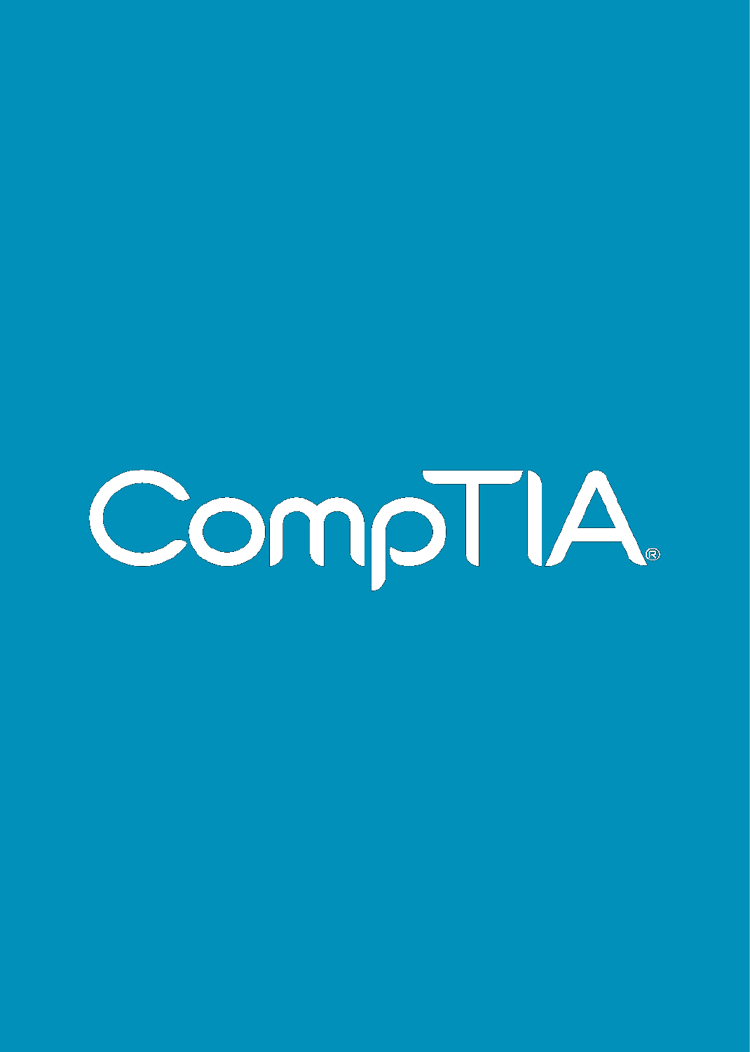CompTIA®